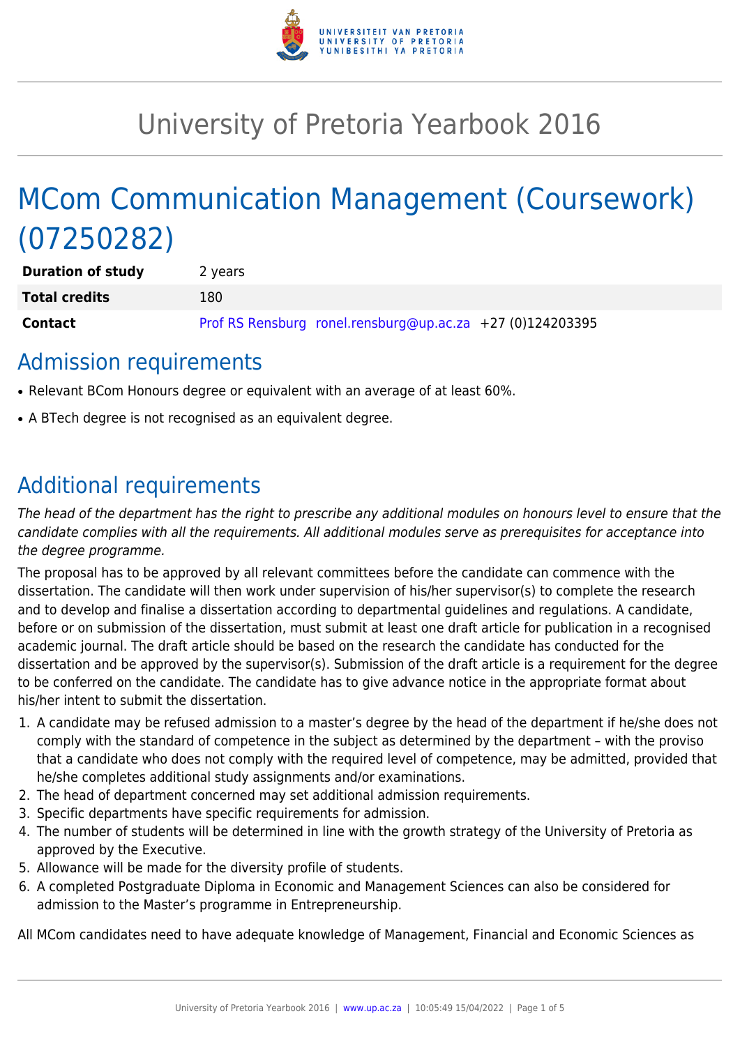# University of Pretoria Yearbook 2016

# MCom Communication Management (Coursework) (07250282)

| | |
|---|---|
| **Duration of study** | 2 years |
| **Total credits** | 180 |
| **Contact** | Prof RS Rensburg ronel.rensburg@up.ac.za +27 (0)124203395 |

## Admission requirements

- Relevant BCom Honours degree or equivalent with an average of at least 60%.
- A BTech degree is not recognised as an equivalent degree.

## Additional requirements

*The head of the department has the right to prescribe any additional modules on honours level to ensure that the candidate complies with all the requirements. All additional modules serve as prerequisites for acceptance into the degree programme.*

The proposal has to be approved by all relevant committees before the candidate can commence with the dissertation. The candidate will then work under supervision of his/her supervisor(s) to complete the research and to develop and finalise a dissertation according to departmental guidelines and regulations. A candidate, before or on submission of the dissertation, must submit at least one draft article for publication in a recognised academic journal. The draft article should be based on the research the candidate has conducted for the dissertation and be approved by the supervisor(s). Submission of the draft article is a requirement for the degree to be conferred on the candidate. The candidate has to give advance notice in the appropriate format about his/her intent to submit the dissertation.

1. A candidate may be refused admission to a master's degree by the head of the department if he/she does not comply with the standard of competence in the subject as determined by the department – with the proviso that a candidate who does not comply with the required level of competence, may be admitted, provided that he/she completes additional study assignments and/or examinations.
2. The head of department concerned may set additional admission requirements.
3. Specific departments have specific requirements for admission.
4. The number of students will be determined in line with the growth strategy of the University of Pretoria as approved by the Executive.
5. Allowance will be made for the diversity profile of students.
6. A completed Postgraduate Diploma in Economic and Management Sciences can also be considered for admission to the Master's programme in Entrepreneurship.

All MCom candidates need to have adequate knowledge of Management, Financial and Economic Sciences as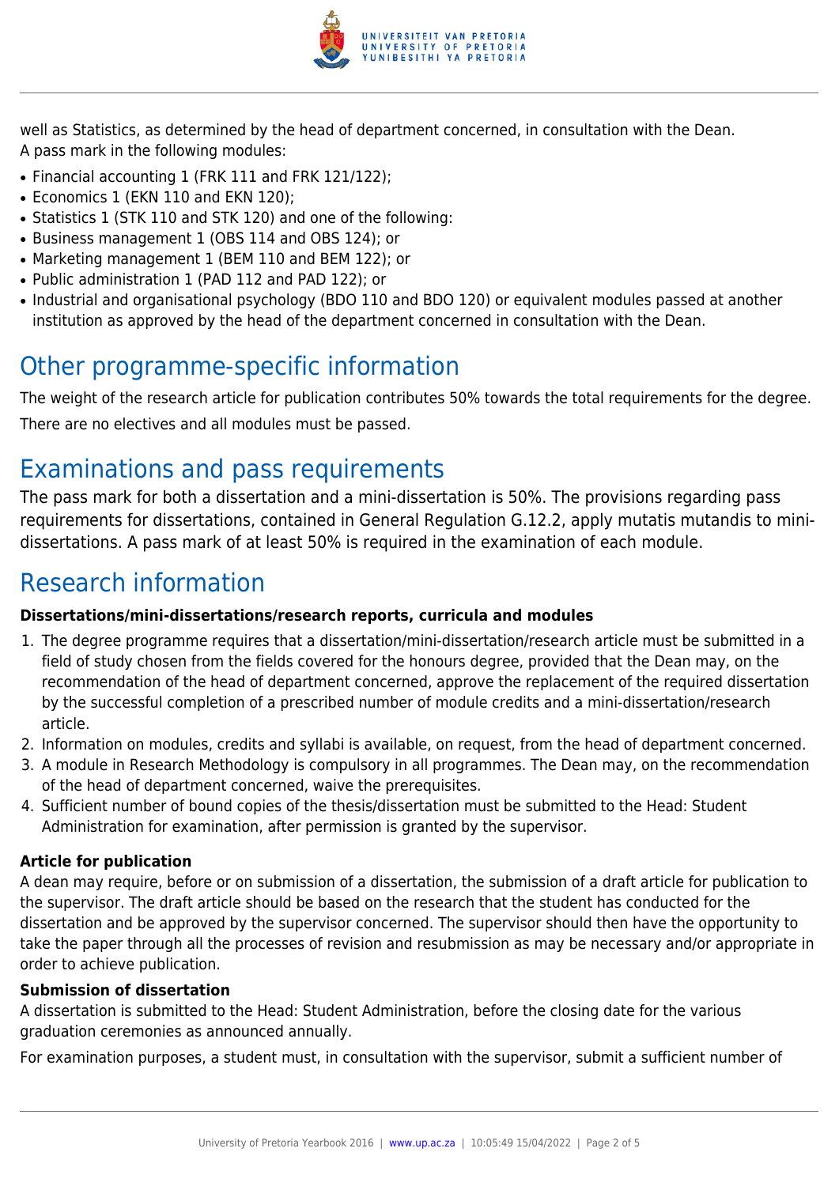well as Statistics, as determined by the head of department concerned, in consultation with the Dean.
A pass mark in the following modules:

- Financial accounting 1 (FRK 111 and FRK 121/122);
- Economics 1 (EKN 110 and EKN 120);
- Statistics 1 (STK 110 and STK 120) and one of the following:
- Business management 1 (OBS 114 and OBS 124); or
- Marketing management 1 (BEM 110 and BEM 122); or
- Public administration 1 (PAD 112 and PAD 122); or
- Industrial and organisational psychology (BDO 110 and BDO 120) or equivalent modules passed at another institution as approved by the head of the department concerned in consultation with the Dean.

# Other programme-specific information

The weight of the research article for publication contributes 50% towards the total requirements for the degree.

There are no electives and all modules must be passed.

# Examinations and pass requirements

The pass mark for both a dissertation and a mini-dissertation is 50%. The provisions regarding pass requirements for dissertations, contained in General Regulation G.12.2, apply mutatis mutandis to mini-dissertations. A pass mark of at least 50% is required in the examination of each module.

# Research information

**Dissertations/mini-dissertations/research reports, curricula and modules**

1. The degree programme requires that a dissertation/mini-dissertation/research article must be submitted in a field of study chosen from the fields covered for the honours degree, provided that the Dean may, on the recommendation of the head of department concerned, approve the replacement of the required dissertation by the successful completion of a prescribed number of module credits and a mini-dissertation/research article.
2. Information on modules, credits and syllabi is available, on request, from the head of department concerned.
3. A module in Research Methodology is compulsory in all programmes. The Dean may, on the recommendation of the head of department concerned, waive the prerequisites.
4. Sufficient number of bound copies of the thesis/dissertation must be submitted to the Head: Student Administration for examination, after permission is granted by the supervisor.

**Article for publication**

A dean may require, before or on submission of a dissertation, the submission of a draft article for publication to the supervisor. The draft article should be based on the research that the student has conducted for the dissertation and be approved by the supervisor concerned. The supervisor should then have the opportunity to take the paper through all the processes of revision and resubmission as may be necessary and/or appropriate in order to achieve publication.

**Submission of dissertation**

A dissertation is submitted to the Head: Student Administration, before the closing date for the various graduation ceremonies as announced annually.

For examination purposes, a student must, in consultation with the supervisor, submit a sufficient number of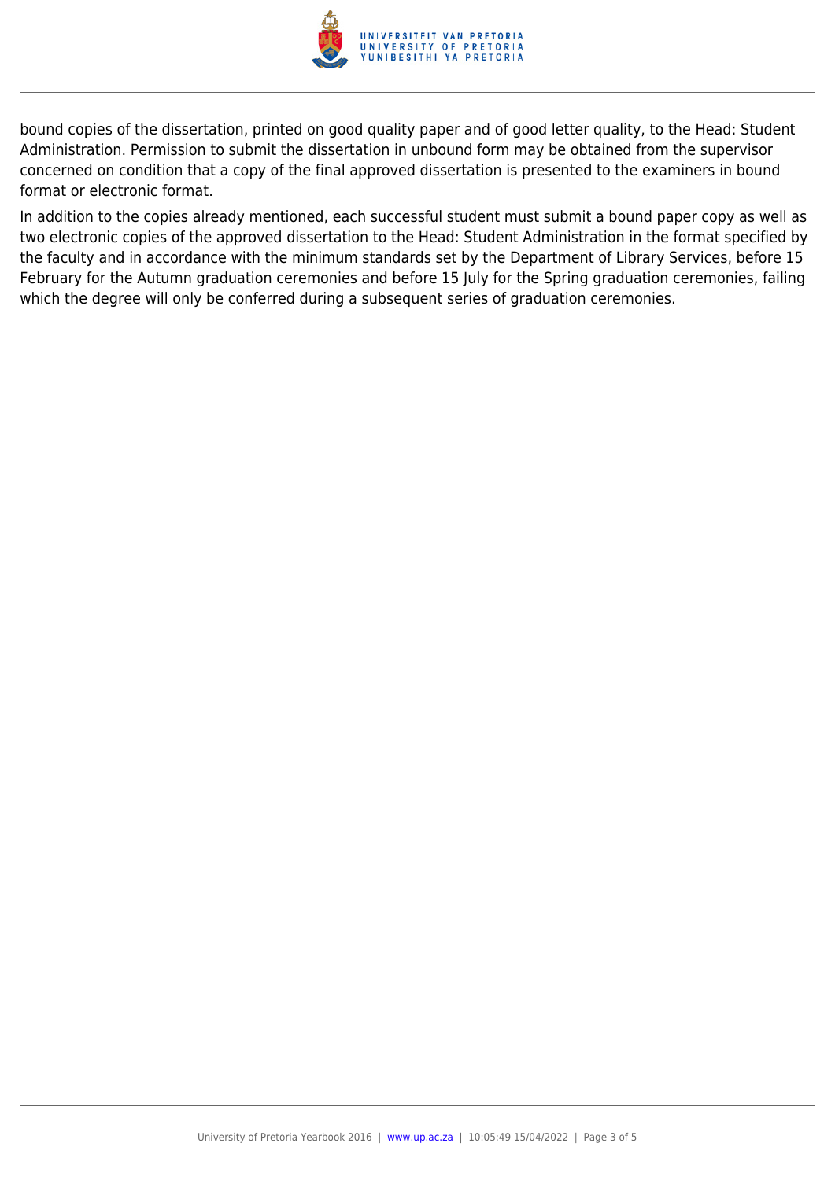bound copies of the dissertation, printed on good quality paper and of good letter quality, to the Head: Student Administration. Permission to submit the dissertation in unbound form may be obtained from the supervisor concerned on condition that a copy of the final approved dissertation is presented to the examiners in bound format or electronic format.

In addition to the copies already mentioned, each successful student must submit a bound paper copy as well as two electronic copies of the approved dissertation to the Head: Student Administration in the format specified by the faculty and in accordance with the minimum standards set by the Department of Library Services, before 15 February for the Autumn graduation ceremonies and before 15 July for the Spring graduation ceremonies, failing which the degree will only be conferred during a subsequent series of graduation ceremonies.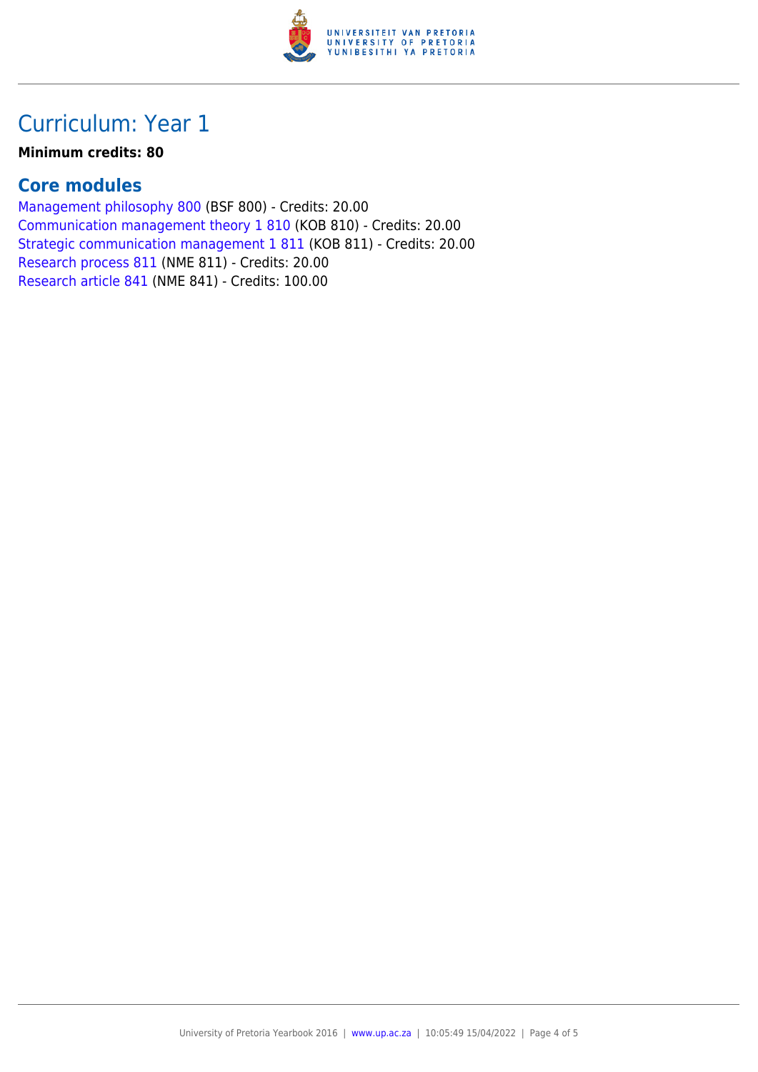# Curriculum: Year 1

**Minimum credits: 80**

## Core modules

Management philosophy 800 (BSF 800) - Credits: 20.00
Communication management theory 1 810 (KOB 810) - Credits: 20.00
Strategic communication management 1 811 (KOB 811) - Credits: 20.00
Research process 811 (NME 811) - Credits: 20.00
Research article 841 (NME 841) - Credits: 100.00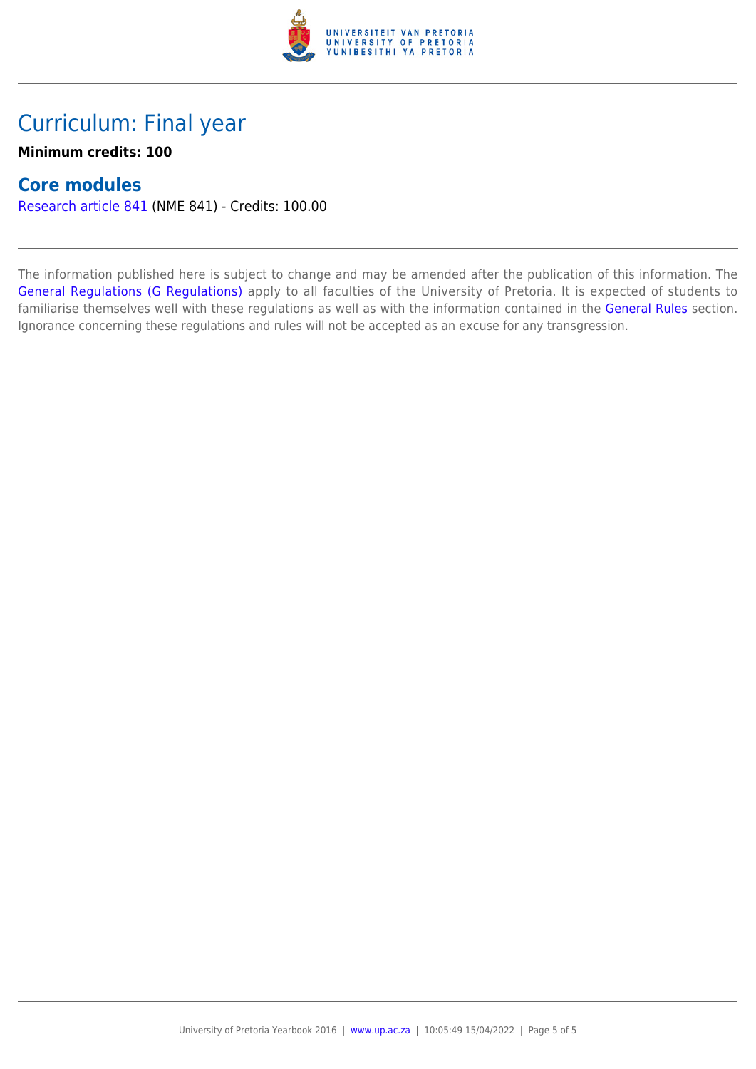## Curriculum: Final year

**Minimum credits: 100**

### Core modules

Research article 841 (NME 841) - Credits: 100.00

The information published here is subject to change and may be amended after the publication of this information. The General Regulations (G Regulations) apply to all faculties of the University of Pretoria. It is expected of students to familiarise themselves well with these regulations as well as with the information contained in the General Rules section. Ignorance concerning these regulations and rules will not be accepted as an excuse for any transgression.